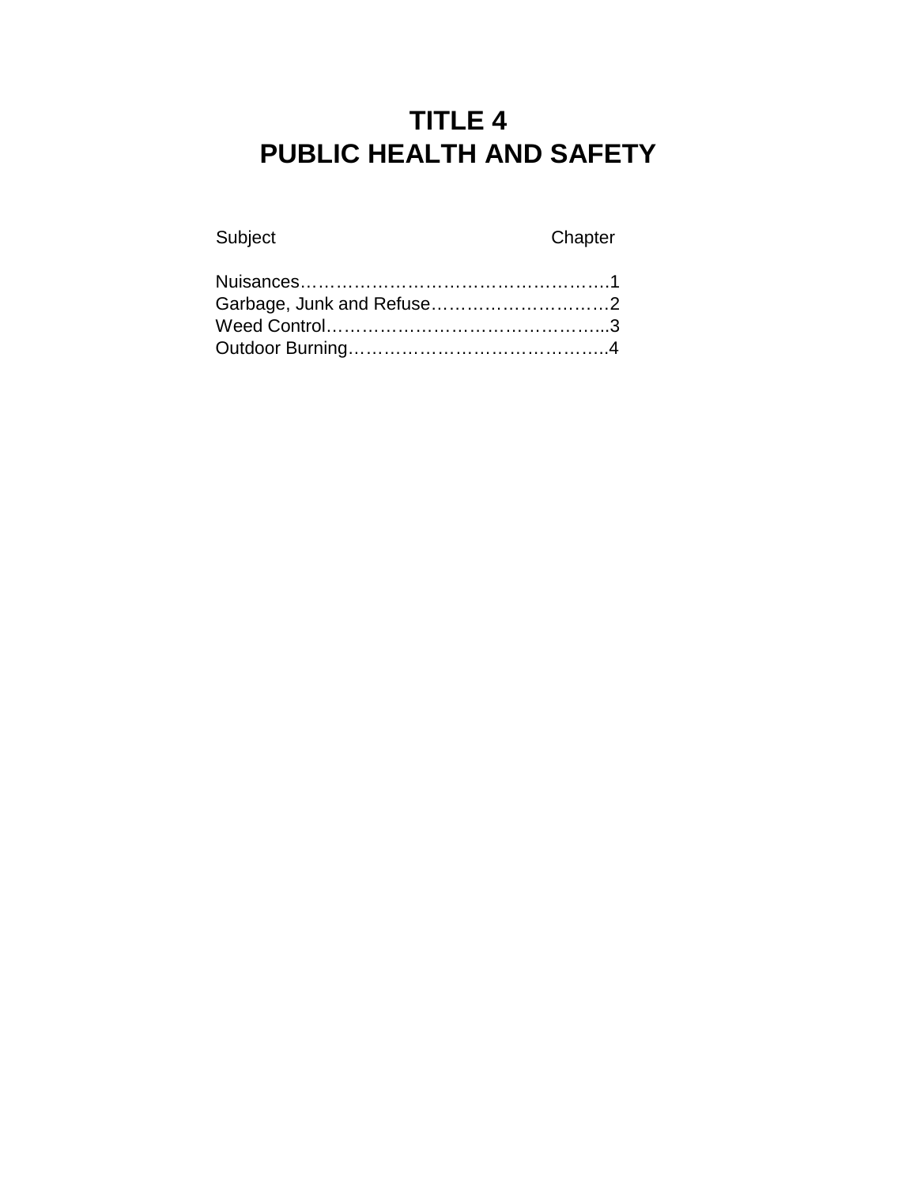# TITLE 4
# PUBLIC HEALTH AND SAFETY

| Subject | Chapter |
|---|---|
| Nuisances | 1 |
| Garbage, Junk and Refuse | 2 |
| Weed Control | 3 |
| Outdoor Burning | 4 |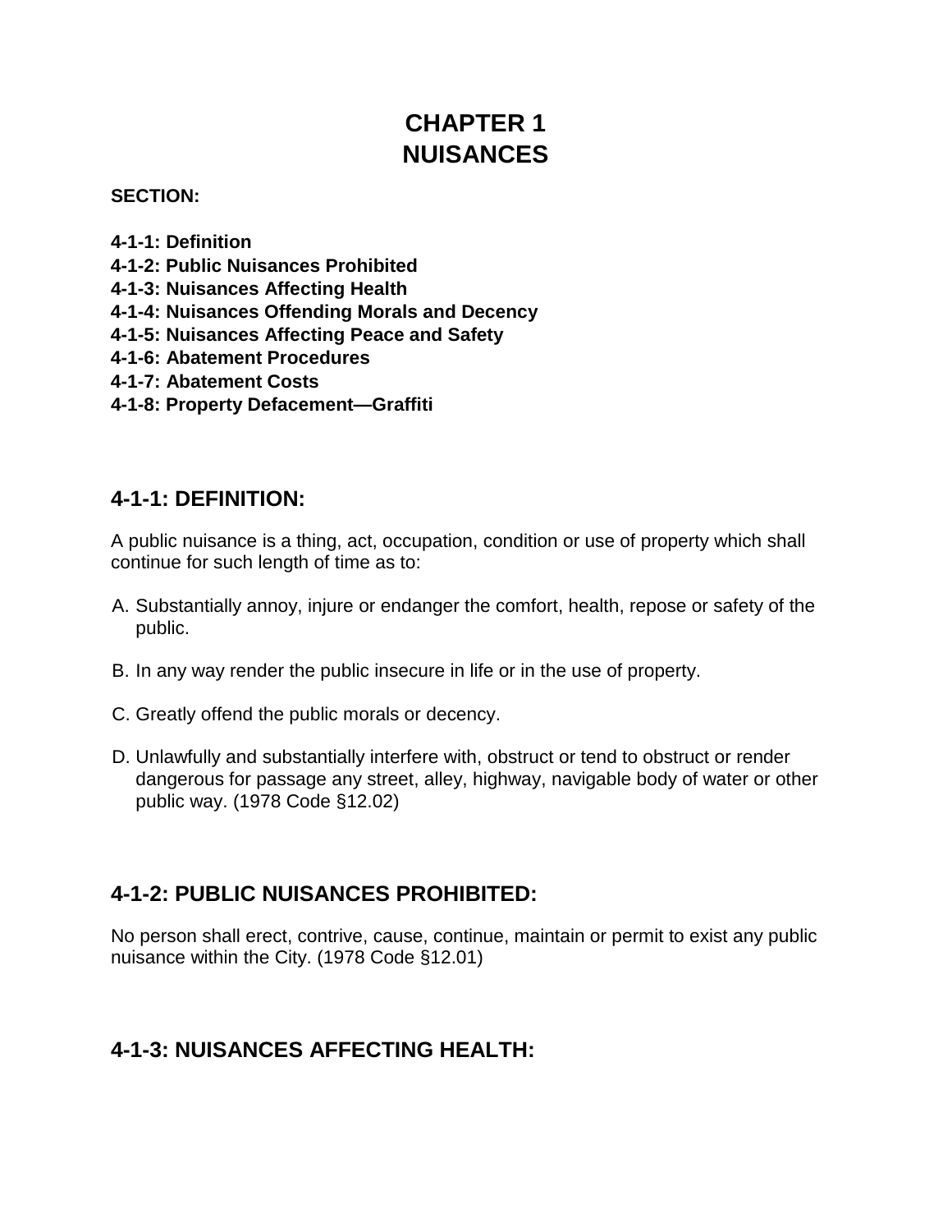# CHAPTER 1
# NUISANCES

**SECTION:**

**4-1-1: Definition**
**4-1-2: Public Nuisances Prohibited**
**4-1-3: Nuisances Affecting Health**
**4-1-4: Nuisances Offending Morals and Decency**
**4-1-5: Nuisances Affecting Peace and Safety**
**4-1-6: Abatement Procedures**
**4-1-7: Abatement Costs**
**4-1-8: Property Defacement—Graffiti**

## 4-1-1: DEFINITION:

A public nuisance is a thing, act, occupation, condition or use of property which shall continue for such length of time as to:

A. Substantially annoy, injure or endanger the comfort, health, repose or safety of the public.

B. In any way render the public insecure in life or in the use of property.

C. Greatly offend the public morals or decency.

D. Unlawfully and substantially interfere with, obstruct or tend to obstruct or render dangerous for passage any street, alley, highway, navigable body of water or other public way. (1978 Code §12.02)

## 4-1-2: PUBLIC NUISANCES PROHIBITED:

No person shall erect, contrive, cause, continue, maintain or permit to exist any public nuisance within the City. (1978 Code §12.01)

## 4-1-3: NUISANCES AFFECTING HEALTH: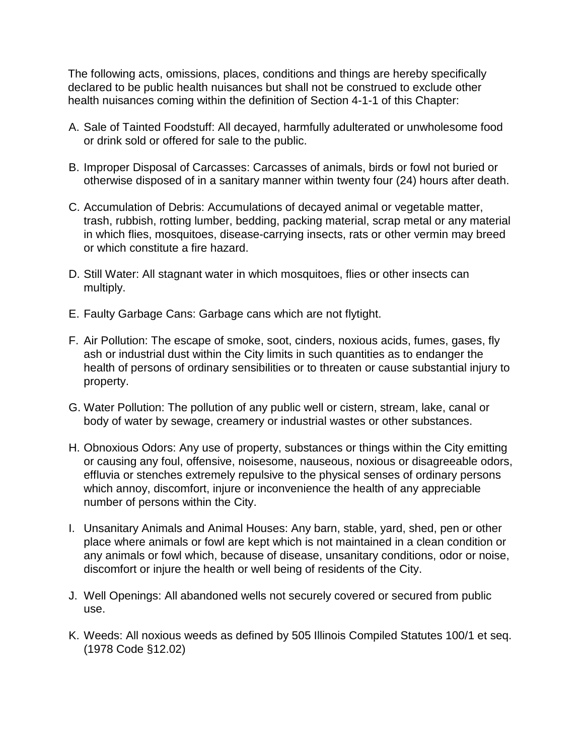The following acts, omissions, places, conditions and things are hereby specifically declared to be public health nuisances but shall not be construed to exclude other health nuisances coming within the definition of Section 4-1-1 of this Chapter:

A. Sale of Tainted Foodstuff: All decayed, harmfully adulterated or unwholesome food or drink sold or offered for sale to the public.

B. Improper Disposal of Carcasses: Carcasses of animals, birds or fowl not buried or otherwise disposed of in a sanitary manner within twenty four (24) hours after death.

C. Accumulation of Debris: Accumulations of decayed animal or vegetable matter, trash, rubbish, rotting lumber, bedding, packing material, scrap metal or any material in which flies, mosquitoes, disease-carrying insects, rats or other vermin may breed or which constitute a fire hazard.

D. Still Water: All stagnant water in which mosquitoes, flies or other insects can multiply.

E. Faulty Garbage Cans: Garbage cans which are not flytight.

F. Air Pollution: The escape of smoke, soot, cinders, noxious acids, fumes, gases, fly ash or industrial dust within the City limits in such quantities as to endanger the health of persons of ordinary sensibilities or to threaten or cause substantial injury to property.

G. Water Pollution: The pollution of any public well or cistern, stream, lake, canal or body of water by sewage, creamery or industrial wastes or other substances.

H. Obnoxious Odors: Any use of property, substances or things within the City emitting or causing any foul, offensive, noisesome, nauseous, noxious or disagreeable odors, effluvia or stenches extremely repulsive to the physical senses of ordinary persons which annoy, discomfort, injure or inconvenience the health of any appreciable number of persons within the City.

I. Unsanitary Animals and Animal Houses: Any barn, stable, yard, shed, pen or other place where animals or fowl are kept which is not maintained in a clean condition or any animals or fowl which, because of disease, unsanitary conditions, odor or noise, discomfort or injure the health or well being of residents of the City.

J. Well Openings: All abandoned wells not securely covered or secured from public use.

K. Weeds: All noxious weeds as defined by 505 Illinois Compiled Statutes 100/1 et seq. (1978 Code §12.02)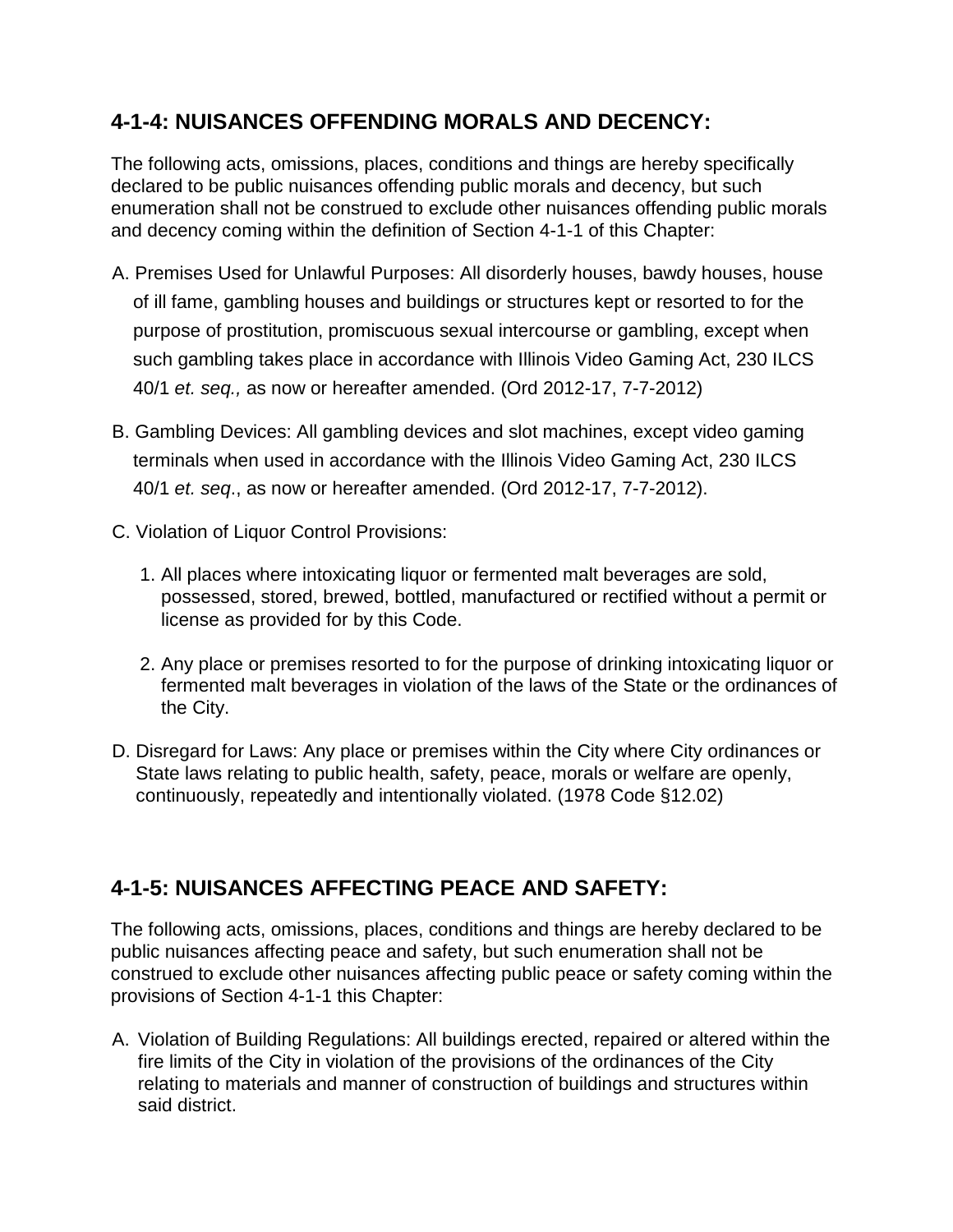## 4-1-4: NUISANCES OFFENDING MORALS AND DECENCY:

The following acts, omissions, places, conditions and things are hereby specifically declared to be public nuisances offending public morals and decency, but such enumeration shall not be construed to exclude other nuisances offending public morals and decency coming within the definition of Section 4-1-1 of this Chapter:

A. Premises Used for Unlawful Purposes: All disorderly houses, bawdy houses, house of ill fame, gambling houses and buildings or structures kept or resorted to for the purpose of prostitution, promiscuous sexual intercourse or gambling, except when such gambling takes place in accordance with Illinois Video Gaming Act, 230 ILCS 40/1 *et. seq.,* as now or hereafter amended. (Ord 2012-17, 7-7-2012)

B. Gambling Devices: All gambling devices and slot machines, except video gaming terminals when used in accordance with the Illinois Video Gaming Act, 230 ILCS 40/1 *et. seq*., as now or hereafter amended. (Ord 2012-17, 7-7-2012).

C. Violation of Liquor Control Provisions:

1. All places where intoxicating liquor or fermented malt beverages are sold, possessed, stored, brewed, bottled, manufactured or rectified without a permit or license as provided for by this Code.

2. Any place or premises resorted to for the purpose of drinking intoxicating liquor or fermented malt beverages in violation of the laws of the State or the ordinances of the City.

D. Disregard for Laws: Any place or premises within the City where City ordinances or State laws relating to public health, safety, peace, morals or welfare are openly, continuously, repeatedly and intentionally violated. (1978 Code §12.02)

## 4-1-5: NUISANCES AFFECTING PEACE AND SAFETY:

The following acts, omissions, places, conditions and things are hereby declared to be public nuisances affecting peace and safety, but such enumeration shall not be construed to exclude other nuisances affecting public peace or safety coming within the provisions of Section 4-1-1 this Chapter:

A. Violation of Building Regulations: All buildings erected, repaired or altered within the fire limits of the City in violation of the provisions of the ordinances of the City relating to materials and manner of construction of buildings and structures within said district.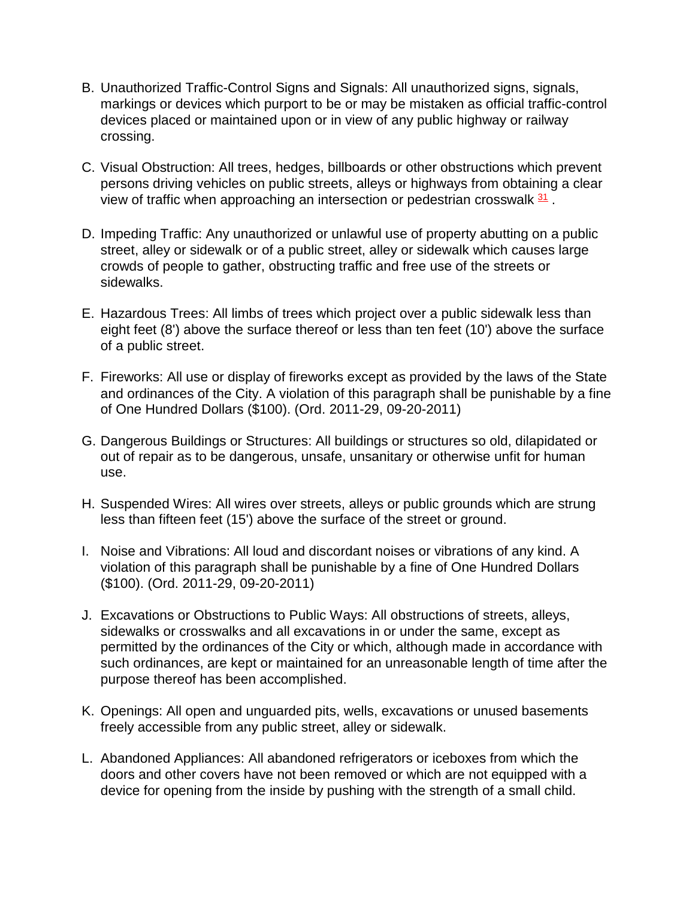B. Unauthorized Traffic-Control Signs and Signals: All unauthorized signs, signals, markings or devices which purport to be or may be mistaken as official traffic-control devices placed or maintained upon or in view of any public highway or railway crossing.

C. Visual Obstruction: All trees, hedges, billboards or other obstructions which prevent persons driving vehicles on public streets, alleys or highways from obtaining a clear view of traffic when approaching an intersection or pedestrian crosswalk [31] .

D. Impeding Traffic: Any unauthorized or unlawful use of property abutting on a public street, alley or sidewalk or of a public street, alley or sidewalk which causes large crowds of people to gather, obstructing traffic and free use of the streets or sidewalks.

E. Hazardous Trees: All limbs of trees which project over a public sidewalk less than eight feet (8') above the surface thereof or less than ten feet (10') above the surface of a public street.

F. Fireworks: All use or display of fireworks except as provided by the laws of the State and ordinances of the City. A violation of this paragraph shall be punishable by a fine of One Hundred Dollars ($100). (Ord. 2011-29, 09-20-2011)

G. Dangerous Buildings or Structures: All buildings or structures so old, dilapidated or out of repair as to be dangerous, unsafe, unsanitary or otherwise unfit for human use.

H. Suspended Wires: All wires over streets, alleys or public grounds which are strung less than fifteen feet (15') above the surface of the street or ground.

I. Noise and Vibrations: All loud and discordant noises or vibrations of any kind. A violation of this paragraph shall be punishable by a fine of One Hundred Dollars ($100). (Ord. 2011-29, 09-20-2011)

J. Excavations or Obstructions to Public Ways: All obstructions of streets, alleys, sidewalks or crosswalks and all excavations in or under the same, except as permitted by the ordinances of the City or which, although made in accordance with such ordinances, are kept or maintained for an unreasonable length of time after the purpose thereof has been accomplished.

K. Openings: All open and unguarded pits, wells, excavations or unused basements freely accessible from any public street, alley or sidewalk.

L. Abandoned Appliances: All abandoned refrigerators or iceboxes from which the doors and other covers have not been removed or which are not equipped with a device for opening from the inside by pushing with the strength of a small child.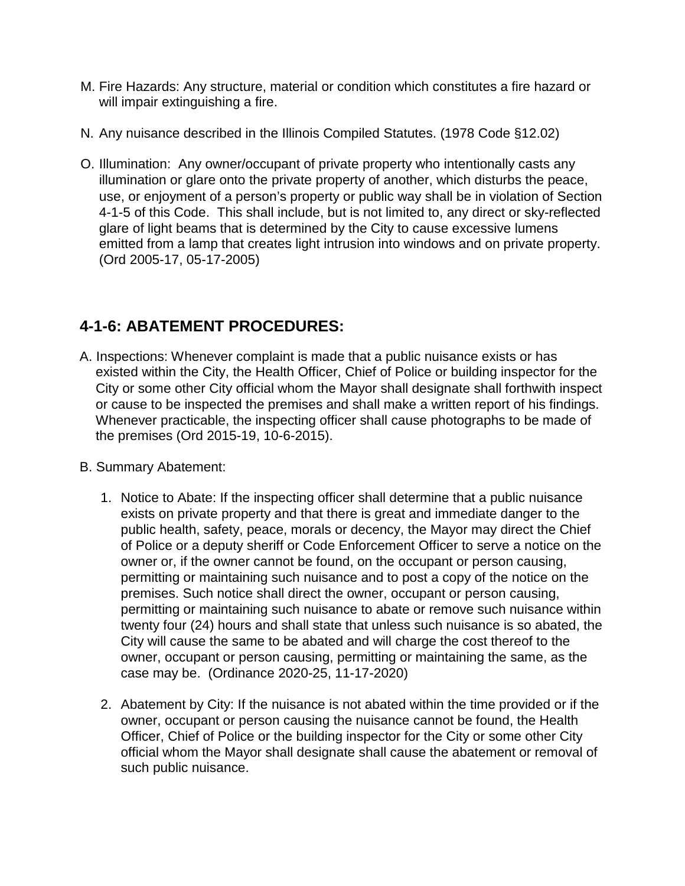M. Fire Hazards: Any structure, material or condition which constitutes a fire hazard or will impair extinguishing a fire.

N. Any nuisance described in the Illinois Compiled Statutes. (1978 Code §12.02)

O. Illumination: Any owner/occupant of private property who intentionally casts any illumination or glare onto the private property of another, which disturbs the peace, use, or enjoyment of a person's property or public way shall be in violation of Section 4-1-5 of this Code. This shall include, but is not limited to, any direct or sky-reflected glare of light beams that is determined by the City to cause excessive lumens emitted from a lamp that creates light intrusion into windows and on private property. (Ord 2005-17, 05-17-2005)

## 4-1-6: ABATEMENT PROCEDURES:

A. Inspections: Whenever complaint is made that a public nuisance exists or has existed within the City, the Health Officer, Chief of Police or building inspector for the City or some other City official whom the Mayor shall designate shall forthwith inspect or cause to be inspected the premises and shall make a written report of his findings. Whenever practicable, the inspecting officer shall cause photographs to be made of the premises (Ord 2015-19, 10-6-2015).

B. Summary Abatement:

1. Notice to Abate: If the inspecting officer shall determine that a public nuisance exists on private property and that there is great and immediate danger to the public health, safety, peace, morals or decency, the Mayor may direct the Chief of Police or a deputy sheriff or Code Enforcement Officer to serve a notice on the owner or, if the owner cannot be found, on the occupant or person causing, permitting or maintaining such nuisance and to post a copy of the notice on the premises. Such notice shall direct the owner, occupant or person causing, permitting or maintaining such nuisance to abate or remove such nuisance within twenty four (24) hours and shall state that unless such nuisance is so abated, the City will cause the same to be abated and will charge the cost thereof to the owner, occupant or person causing, permitting or maintaining the same, as the case may be. (Ordinance 2020-25, 11-17-2020)

2. Abatement by City: If the nuisance is not abated within the time provided or if the owner, occupant or person causing the nuisance cannot be found, the Health Officer, Chief of Police or the building inspector for the City or some other City official whom the Mayor shall designate shall cause the abatement or removal of such public nuisance.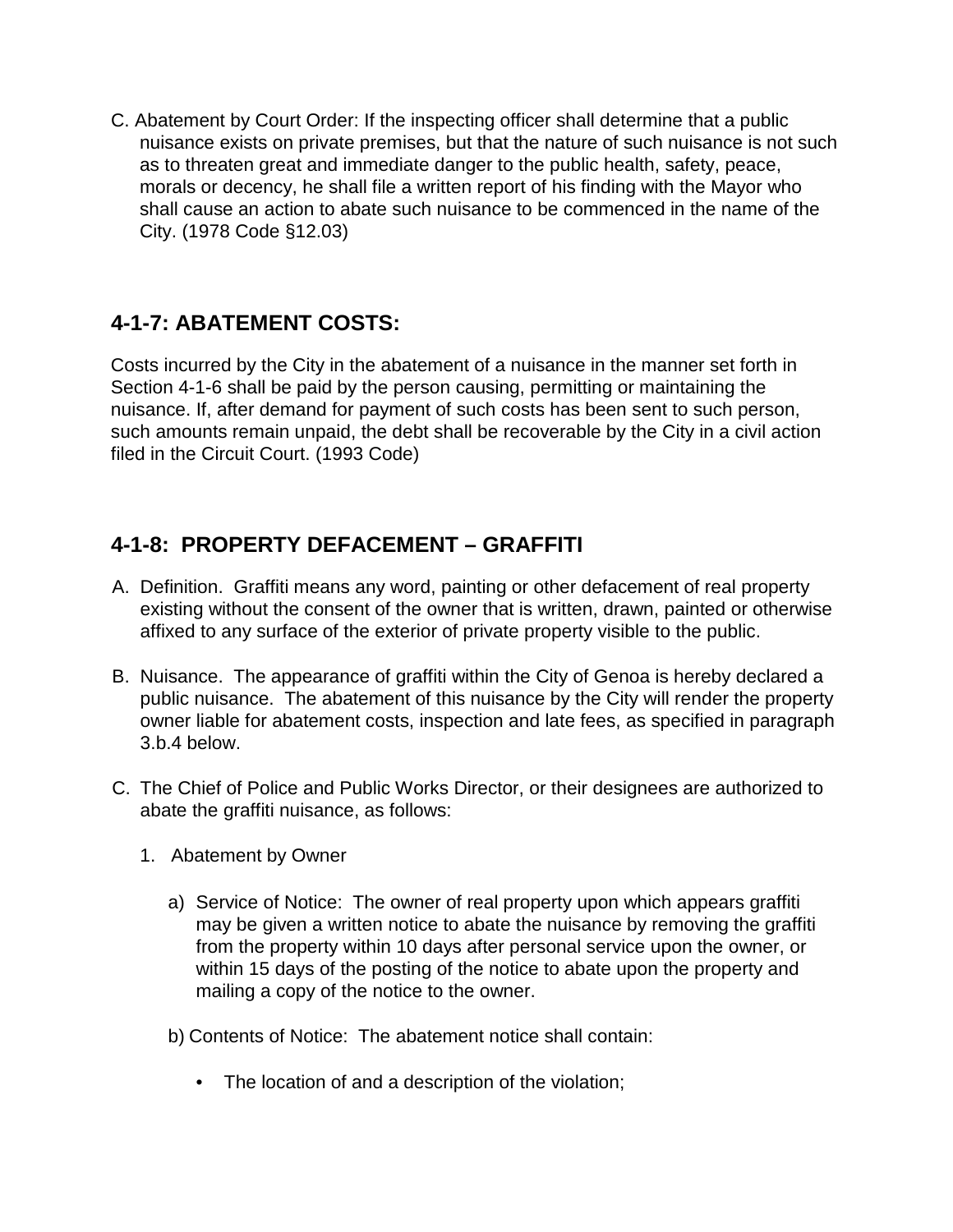C. Abatement by Court Order: If the inspecting officer shall determine that a public nuisance exists on private premises, but that the nature of such nuisance is not such as to threaten great and immediate danger to the public health, safety, peace, morals or decency, he shall file a written report of his finding with the Mayor who shall cause an action to abate such nuisance to be commenced in the name of the City. (1978 Code §12.03)

## 4-1-7: ABATEMENT COSTS:

Costs incurred by the City in the abatement of a nuisance in the manner set forth in Section 4-1-6 shall be paid by the person causing, permitting or maintaining the nuisance. If, after demand for payment of such costs has been sent to such person, such amounts remain unpaid, the debt shall be recoverable by the City in a civil action filed in the Circuit Court. (1993 Code)

## 4-1-8: PROPERTY DEFACEMENT – GRAFFITI

A. Definition. Graffiti means any word, painting or other defacement of real property existing without the consent of the owner that is written, drawn, painted or otherwise affixed to any surface of the exterior of private property visible to the public.

B. Nuisance. The appearance of graffiti within the City of Genoa is hereby declared a public nuisance. The abatement of this nuisance by the City will render the property owner liable for abatement costs, inspection and late fees, as specified in paragraph 3.b.4 below.

C. The Chief of Police and Public Works Director, or their designees are authorized to abate the graffiti nuisance, as follows:

   1. Abatement by Owner

      a) Service of Notice: The owner of real property upon which appears graffiti may be given a written notice to abate the nuisance by removing the graffiti from the property within 10 days after personal service upon the owner, or within 15 days of the posting of the notice to abate upon the property and mailing a copy of the notice to the owner.

      b) Contents of Notice: The abatement notice shall contain:

         - The location of and a description of the violation;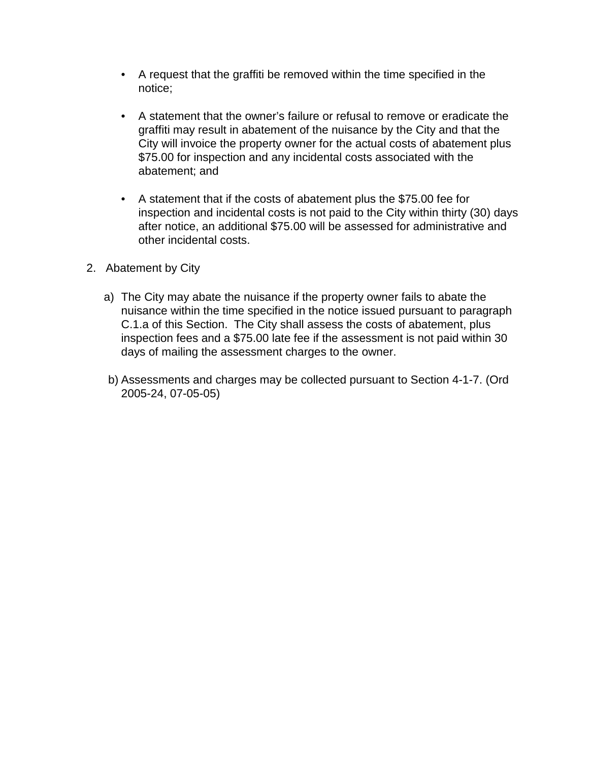- A request that the graffiti be removed within the time specified in the notice;

- A statement that the owner's failure or refusal to remove or eradicate the graffiti may result in abatement of the nuisance by the City and that the City will invoice the property owner for the actual costs of abatement plus $75.00 for inspection and any incidental costs associated with the abatement; and

- A statement that if the costs of abatement plus the $75.00 fee for inspection and incidental costs is not paid to the City within thirty (30) days after notice, an additional $75.00 will be assessed for administrative and other incidental costs.

2. Abatement by City

   a) The City may abate the nuisance if the property owner fails to abate the nuisance within the time specified in the notice issued pursuant to paragraph C.1.a of this Section. The City shall assess the costs of abatement, plus inspection fees and a $75.00 late fee if the assessment is not paid within 30 days of mailing the assessment charges to the owner.

   b) Assessments and charges may be collected pursuant to Section 4-1-7. (Ord 2005-24, 07-05-05)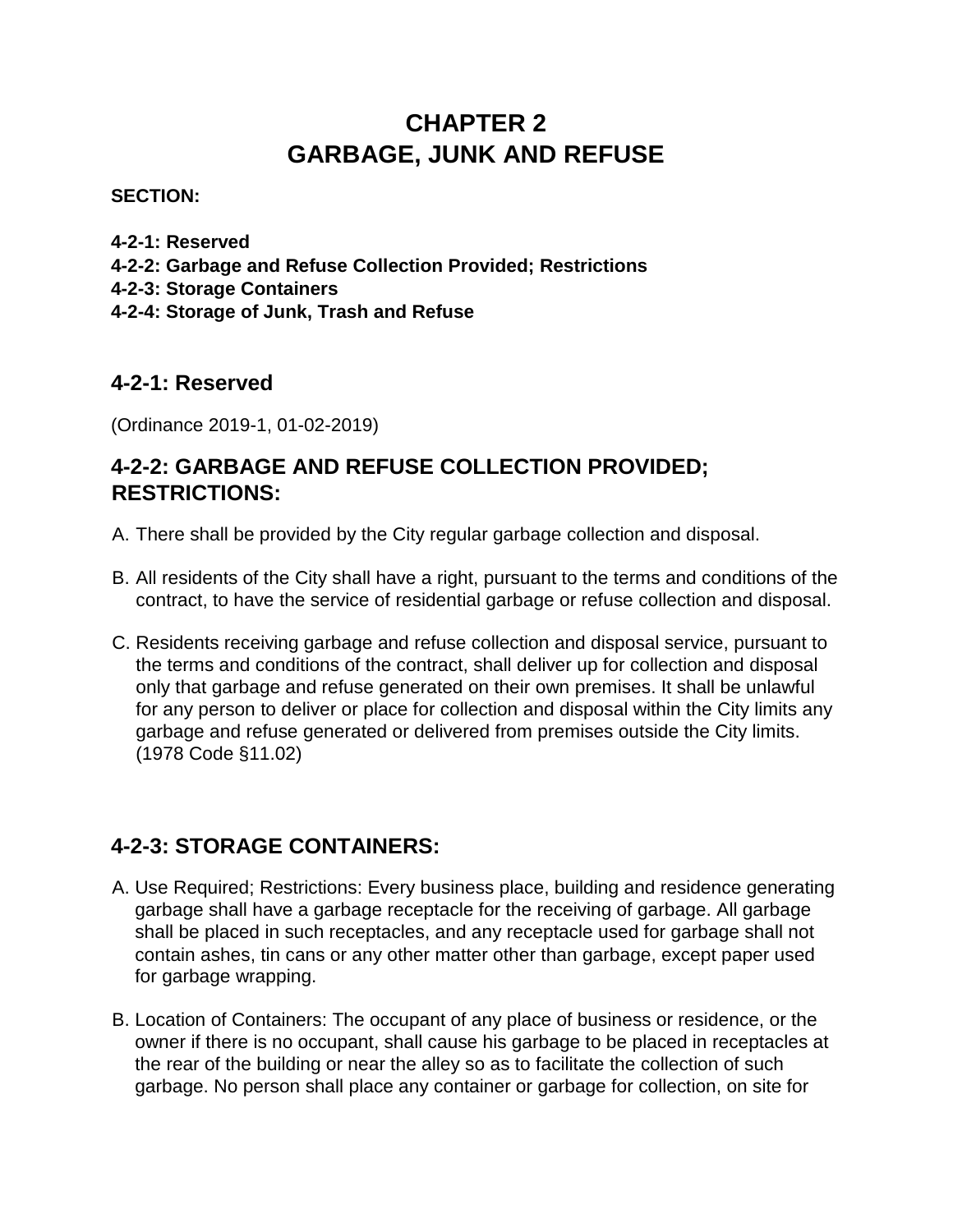# CHAPTER 2
# GARBAGE, JUNK AND REFUSE

**SECTION:**

**4-2-1: Reserved**
**4-2-2: Garbage and Refuse Collection Provided; Restrictions**
**4-2-3: Storage Containers**
**4-2-4: Storage of Junk, Trash and Refuse**

## 4-2-1: Reserved

(Ordinance 2019-1, 01-02-2019)

## 4-2-2: GARBAGE AND REFUSE COLLECTION PROVIDED; RESTRICTIONS:

A. There shall be provided by the City regular garbage collection and disposal.

B. All residents of the City shall have a right, pursuant to the terms and conditions of the contract, to have the service of residential garbage or refuse collection and disposal.

C. Residents receiving garbage and refuse collection and disposal service, pursuant to the terms and conditions of the contract, shall deliver up for collection and disposal only that garbage and refuse generated on their own premises. It shall be unlawful for any person to deliver or place for collection and disposal within the City limits any garbage and refuse generated or delivered from premises outside the City limits. (1978 Code §11.02)

## 4-2-3: STORAGE CONTAINERS:

A. Use Required; Restrictions: Every business place, building and residence generating garbage shall have a garbage receptacle for the receiving of garbage. All garbage shall be placed in such receptacles, and any receptacle used for garbage shall not contain ashes, tin cans or any other matter other than garbage, except paper used for garbage wrapping.

B. Location of Containers: The occupant of any place of business or residence, or the owner if there is no occupant, shall cause his garbage to be placed in receptacles at the rear of the building or near the alley so as to facilitate the collection of such garbage. No person shall place any container or garbage for collection, on site for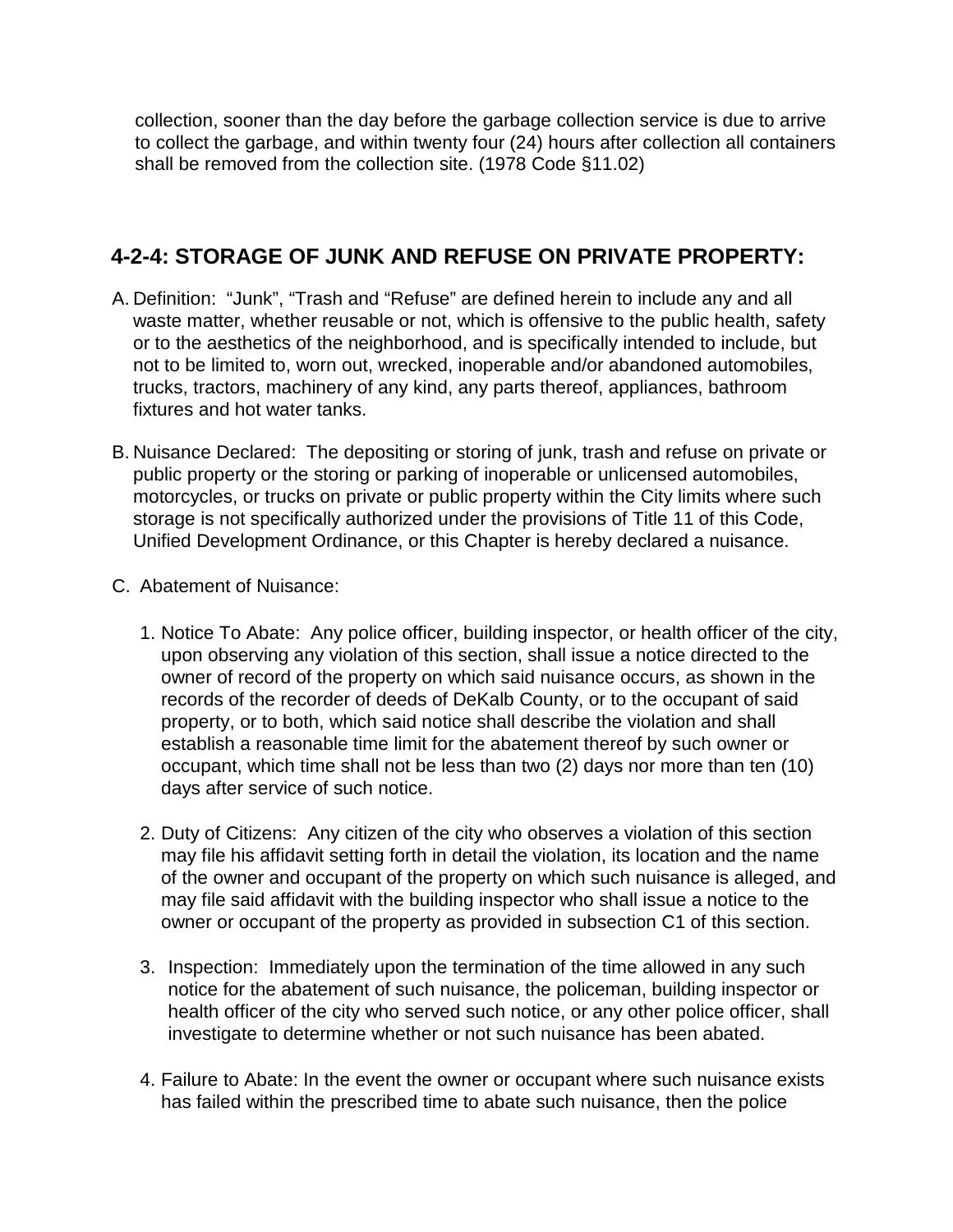collection, sooner than the day before the garbage collection service is due to arrive to collect the garbage, and within twenty four (24) hours after collection all containers shall be removed from the collection site. (1978 Code §11.02)

## 4-2-4: STORAGE OF JUNK AND REFUSE ON PRIVATE PROPERTY:

A. Definition: "Junk", "Trash and "Refuse" are defined herein to include any and all waste matter, whether reusable or not, which is offensive to the public health, safety or to the aesthetics of the neighborhood, and is specifically intended to include, but not to be limited to, worn out, wrecked, inoperable and/or abandoned automobiles, trucks, tractors, machinery of any kind, any parts thereof, appliances, bathroom fixtures and hot water tanks.

B. Nuisance Declared: The depositing or storing of junk, trash and refuse on private or public property or the storing or parking of inoperable or unlicensed automobiles, motorcycles, or trucks on private or public property within the City limits where such storage is not specifically authorized under the provisions of Title 11 of this Code, Unified Development Ordinance, or this Chapter is hereby declared a nuisance.

C. Abatement of Nuisance:

1. Notice To Abate: Any police officer, building inspector, or health officer of the city, upon observing any violation of this section, shall issue a notice directed to the owner of record of the property on which said nuisance occurs, as shown in the records of the recorder of deeds of DeKalb County, or to the occupant of said property, or to both, which said notice shall describe the violation and shall establish a reasonable time limit for the abatement thereof by such owner or occupant, which time shall not be less than two (2) days nor more than ten (10) days after service of such notice.

2. Duty of Citizens: Any citizen of the city who observes a violation of this section may file his affidavit setting forth in detail the violation, its location and the name of the owner and occupant of the property on which such nuisance is alleged, and may file said affidavit with the building inspector who shall issue a notice to the owner or occupant of the property as provided in subsection C1 of this section.

3. Inspection: Immediately upon the termination of the time allowed in any such notice for the abatement of such nuisance, the policeman, building inspector or health officer of the city who served such notice, or any other police officer, shall investigate to determine whether or not such nuisance has been abated.

4. Failure to Abate: In the event the owner or occupant where such nuisance exists has failed within the prescribed time to abate such nuisance, then the police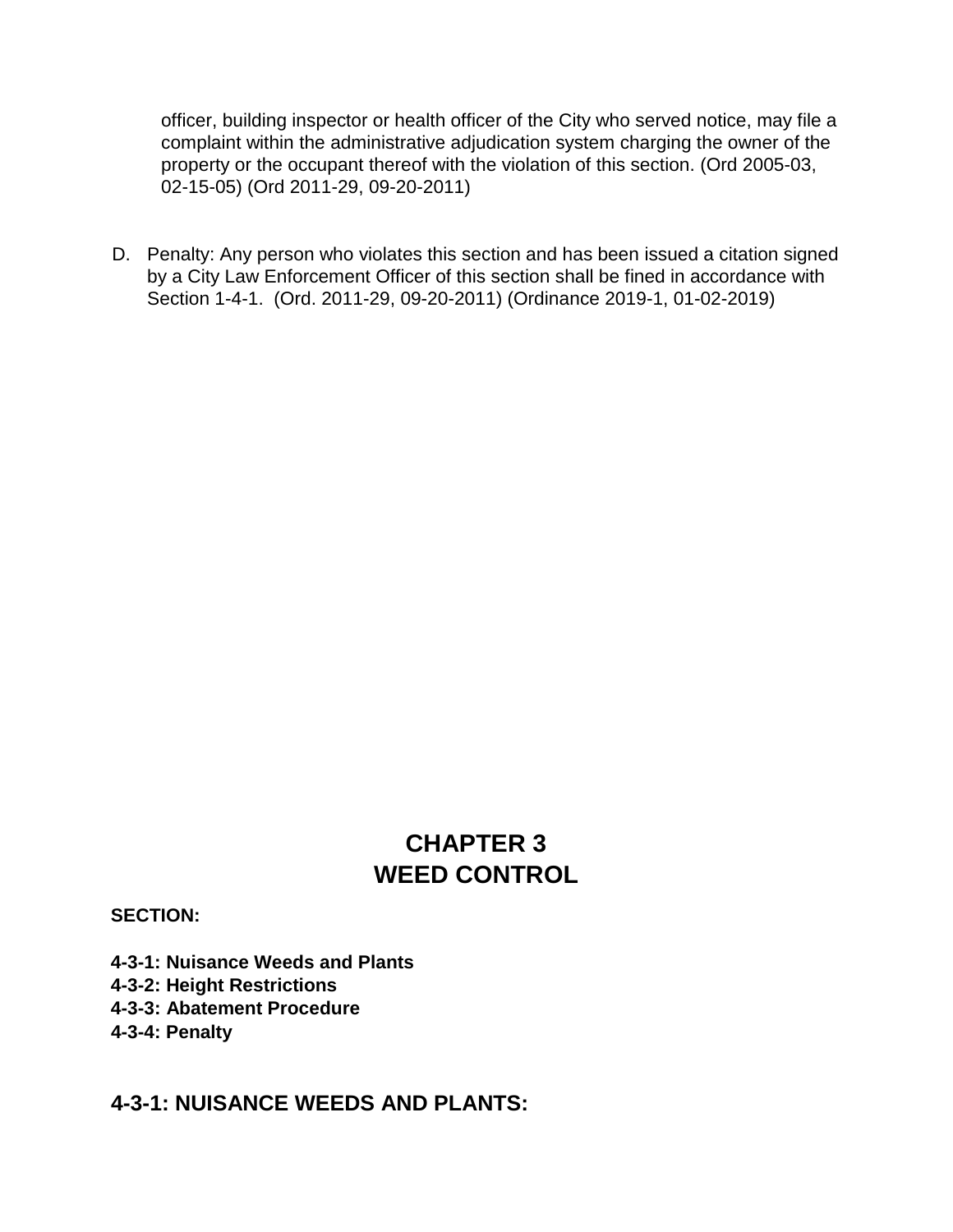officer, building inspector or health officer of the City who served notice, may file a complaint within the administrative adjudication system charging the owner of the property or the occupant thereof with the violation of this section. (Ord 2005-03, 02-15-05) (Ord 2011-29, 09-20-2011)

D. Penalty: Any person who violates this section and has been issued a citation signed by a City Law Enforcement Officer of this section shall be fined in accordance with Section 1-4-1. (Ord. 2011-29, 09-20-2011) (Ordinance 2019-1, 01-02-2019)

# CHAPTER 3
# WEED CONTROL

**SECTION:**

**4-3-1: Nuisance Weeds and Plants**
**4-3-2: Height Restrictions**
**4-3-3: Abatement Procedure**
**4-3-4: Penalty**

## 4-3-1: NUISANCE WEEDS AND PLANTS: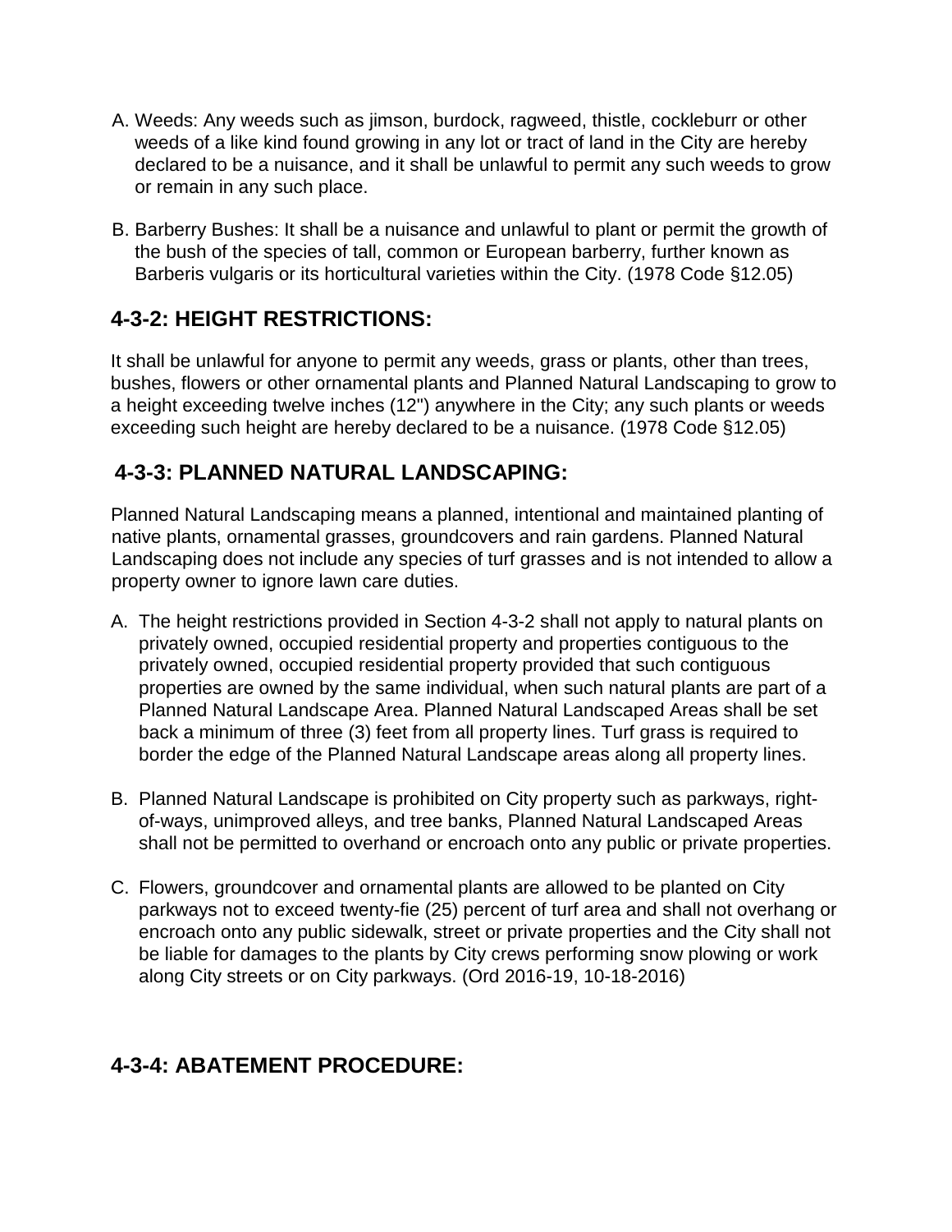A. Weeds: Any weeds such as jimson, burdock, ragweed, thistle, cockleburr or other weeds of a like kind found growing in any lot or tract of land in the City are hereby declared to be a nuisance, and it shall be unlawful to permit any such weeds to grow or remain in any such place.

B. Barberry Bushes: It shall be a nuisance and unlawful to plant or permit the growth of the bush of the species of tall, common or European barberry, further known as Barberis vulgaris or its horticultural varieties within the City. (1978 Code §12.05)

## 4-3-2: HEIGHT RESTRICTIONS:

It shall be unlawful for anyone to permit any weeds, grass or plants, other than trees, bushes, flowers or other ornamental plants and Planned Natural Landscaping to grow to a height exceeding twelve inches (12") anywhere in the City; any such plants or weeds exceeding such height are hereby declared to be a nuisance. (1978 Code §12.05)

## 4-3-3: PLANNED NATURAL LANDSCAPING:

Planned Natural Landscaping means a planned, intentional and maintained planting of native plants, ornamental grasses, groundcovers and rain gardens. Planned Natural Landscaping does not include any species of turf grasses and is not intended to allow a property owner to ignore lawn care duties.

A. The height restrictions provided in Section 4-3-2 shall not apply to natural plants on privately owned, occupied residential property and properties contiguous to the privately owned, occupied residential property provided that such contiguous properties are owned by the same individual, when such natural plants are part of a Planned Natural Landscape Area. Planned Natural Landscaped Areas shall be set back a minimum of three (3) feet from all property lines. Turf grass is required to border the edge of the Planned Natural Landscape areas along all property lines.

B. Planned Natural Landscape is prohibited on City property such as parkways, right-of-ways, unimproved alleys, and tree banks, Planned Natural Landscaped Areas shall not be permitted to overhand or encroach onto any public or private properties.

C. Flowers, groundcover and ornamental plants are allowed to be planted on City parkways not to exceed twenty-fie (25) percent of turf area and shall not overhang or encroach onto any public sidewalk, street or private properties and the City shall not be liable for damages to the plants by City crews performing snow plowing or work along City streets or on City parkways. (Ord 2016-19, 10-18-2016)

## 4-3-4: ABATEMENT PROCEDURE: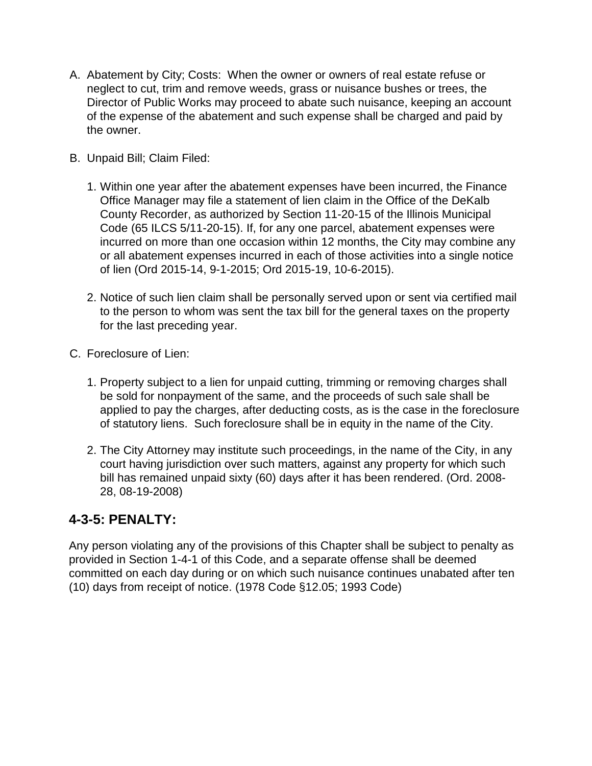A. Abatement by City; Costs: When the owner or owners of real estate refuse or neglect to cut, trim and remove weeds, grass or nuisance bushes or trees, the Director of Public Works may proceed to abate such nuisance, keeping an account of the expense of the abatement and such expense shall be charged and paid by the owner.

B. Unpaid Bill; Claim Filed:

   1. Within one year after the abatement expenses have been incurred, the Finance Office Manager may file a statement of lien claim in the Office of the DeKalb County Recorder, as authorized by Section 11-20-15 of the Illinois Municipal Code (65 ILCS 5/11-20-15). If, for any one parcel, abatement expenses were incurred on more than one occasion within 12 months, the City may combine any or all abatement expenses incurred in each of those activities into a single notice of lien (Ord 2015-14, 9-1-2015; Ord 2015-19, 10-6-2015).

   2. Notice of such lien claim shall be personally served upon or sent via certified mail to the person to whom was sent the tax bill for the general taxes on the property for the last preceding year.

C. Foreclosure of Lien:

   1. Property subject to a lien for unpaid cutting, trimming or removing charges shall be sold for nonpayment of the same, and the proceeds of such sale shall be applied to pay the charges, after deducting costs, as is the case in the foreclosure of statutory liens. Such foreclosure shall be in equity in the name of the City.

   2. The City Attorney may institute such proceedings, in the name of the City, in any court having jurisdiction over such matters, against any property for which such bill has remained unpaid sixty (60) days after it has been rendered. (Ord. 2008-28, 08-19-2008)

## 4-3-5: PENALTY:

Any person violating any of the provisions of this Chapter shall be subject to penalty as provided in Section 1-4-1 of this Code, and a separate offense shall be deemed committed on each day during or on which such nuisance continues unabated after ten (10) days from receipt of notice. (1978 Code §12.05; 1993 Code)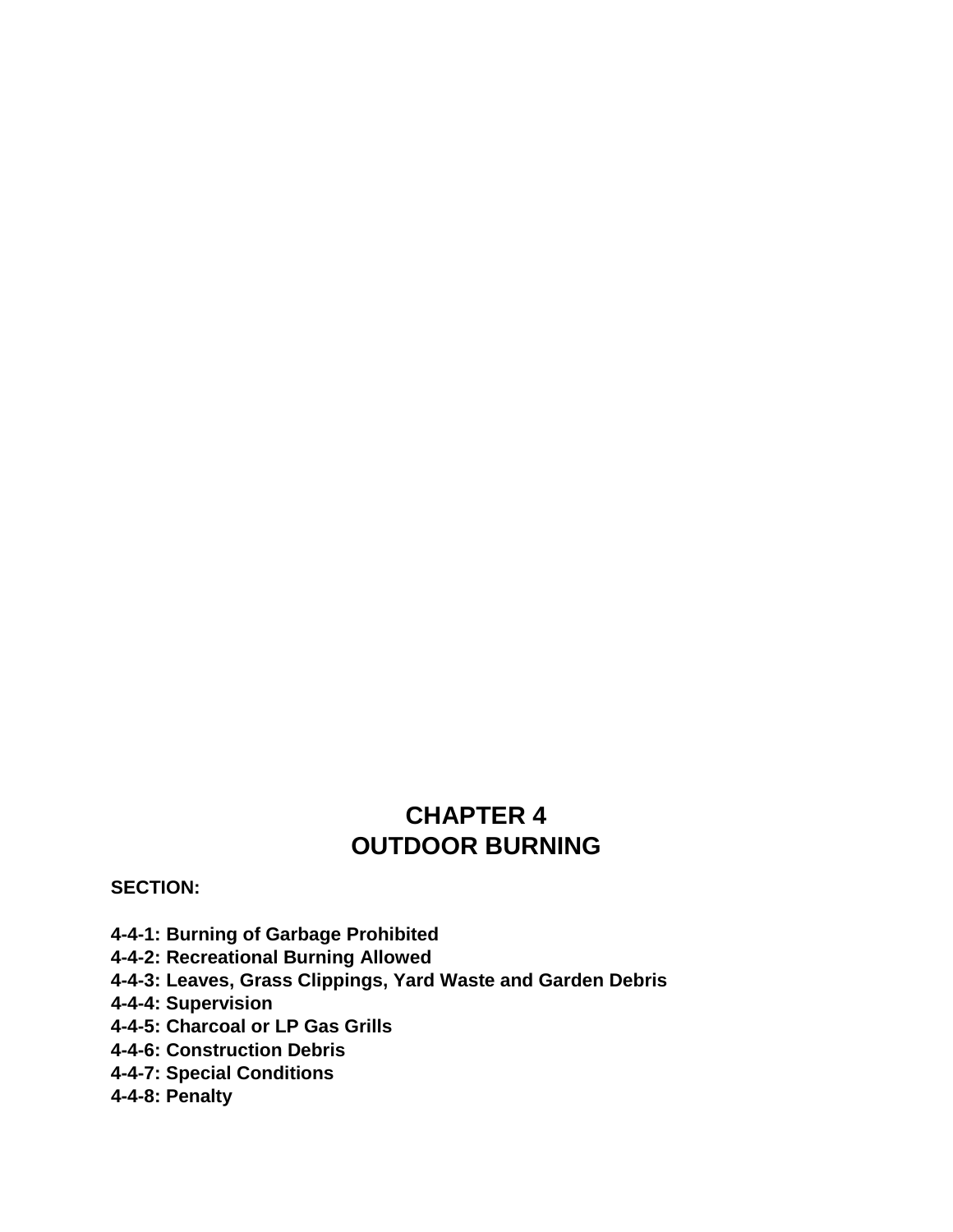# CHAPTER 4
# OUTDOOR BURNING

**SECTION:**

**4-4-1: Burning of Garbage Prohibited**
**4-4-2: Recreational Burning Allowed**
**4-4-3: Leaves, Grass Clippings, Yard Waste and Garden Debris**
**4-4-4: Supervision**
**4-4-5: Charcoal or LP Gas Grills**
**4-4-6: Construction Debris**
**4-4-7: Special Conditions**
**4-4-8: Penalty**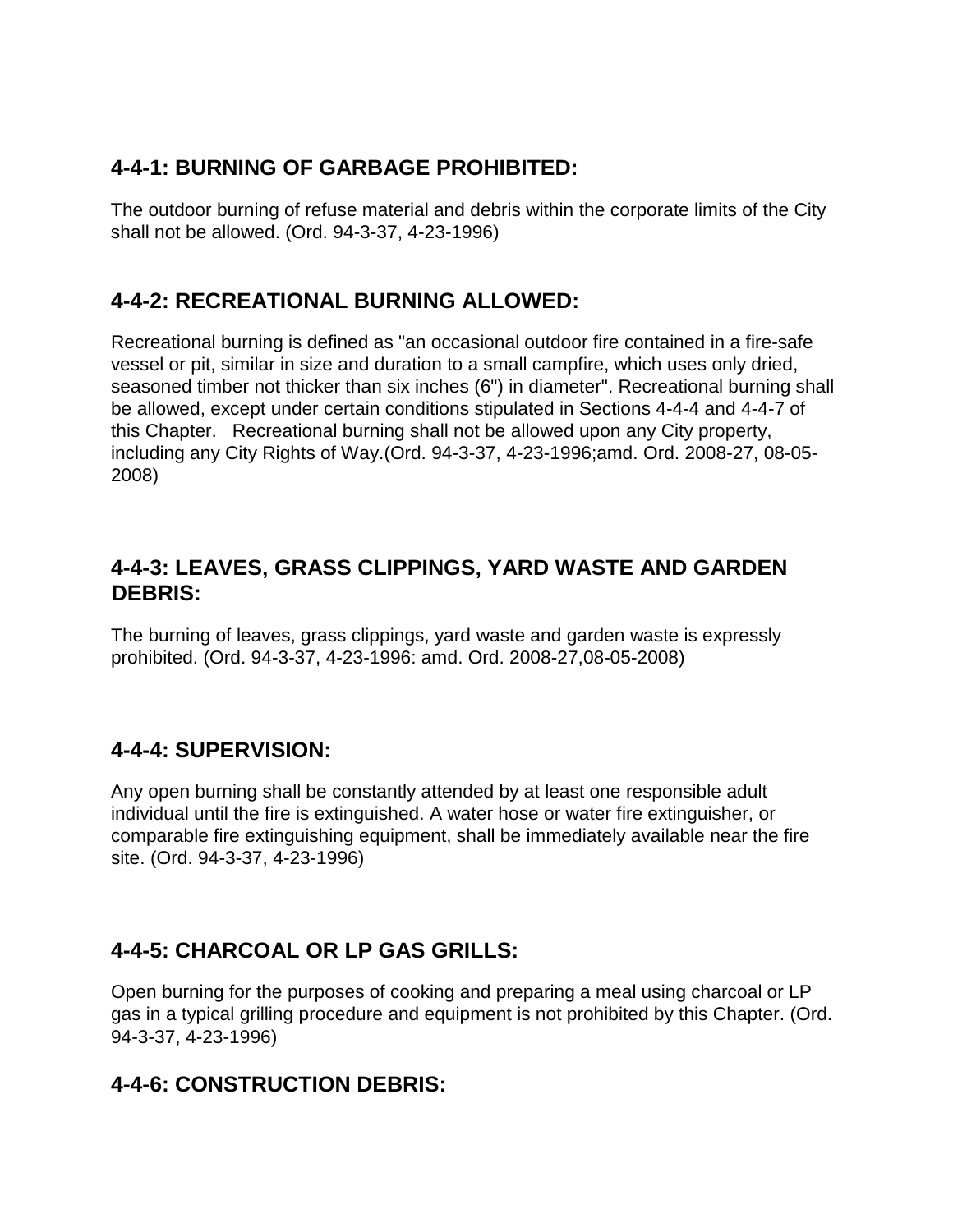## 4-4-1: BURNING OF GARBAGE PROHIBITED:

The outdoor burning of refuse material and debris within the corporate limits of the City shall not be allowed. (Ord. 94-3-37, 4-23-1996)

## 4-4-2: RECREATIONAL BURNING ALLOWED:

Recreational burning is defined as "an occasional outdoor fire contained in a fire-safe vessel or pit, similar in size and duration to a small campfire, which uses only dried, seasoned timber not thicker than six inches (6") in diameter". Recreational burning shall be allowed, except under certain conditions stipulated in Sections 4-4-4 and 4-4-7 of this Chapter. Recreational burning shall not be allowed upon any City property, including any City Rights of Way.(Ord. 94-3-37, 4-23-1996;amd. Ord. 2008-27, 08-05-2008)

## 4-4-3: LEAVES, GRASS CLIPPINGS, YARD WASTE AND GARDEN DEBRIS:

The burning of leaves, grass clippings, yard waste and garden waste is expressly prohibited. (Ord. 94-3-37, 4-23-1996: amd. Ord. 2008-27,08-05-2008)

## 4-4-4: SUPERVISION:

Any open burning shall be constantly attended by at least one responsible adult individual until the fire is extinguished. A water hose or water fire extinguisher, or comparable fire extinguishing equipment, shall be immediately available near the fire site. (Ord. 94-3-37, 4-23-1996)

## 4-4-5: CHARCOAL OR LP GAS GRILLS:

Open burning for the purposes of cooking and preparing a meal using charcoal or LP gas in a typical grilling procedure and equipment is not prohibited by this Chapter. (Ord. 94-3-37, 4-23-1996)

## 4-4-6: CONSTRUCTION DEBRIS: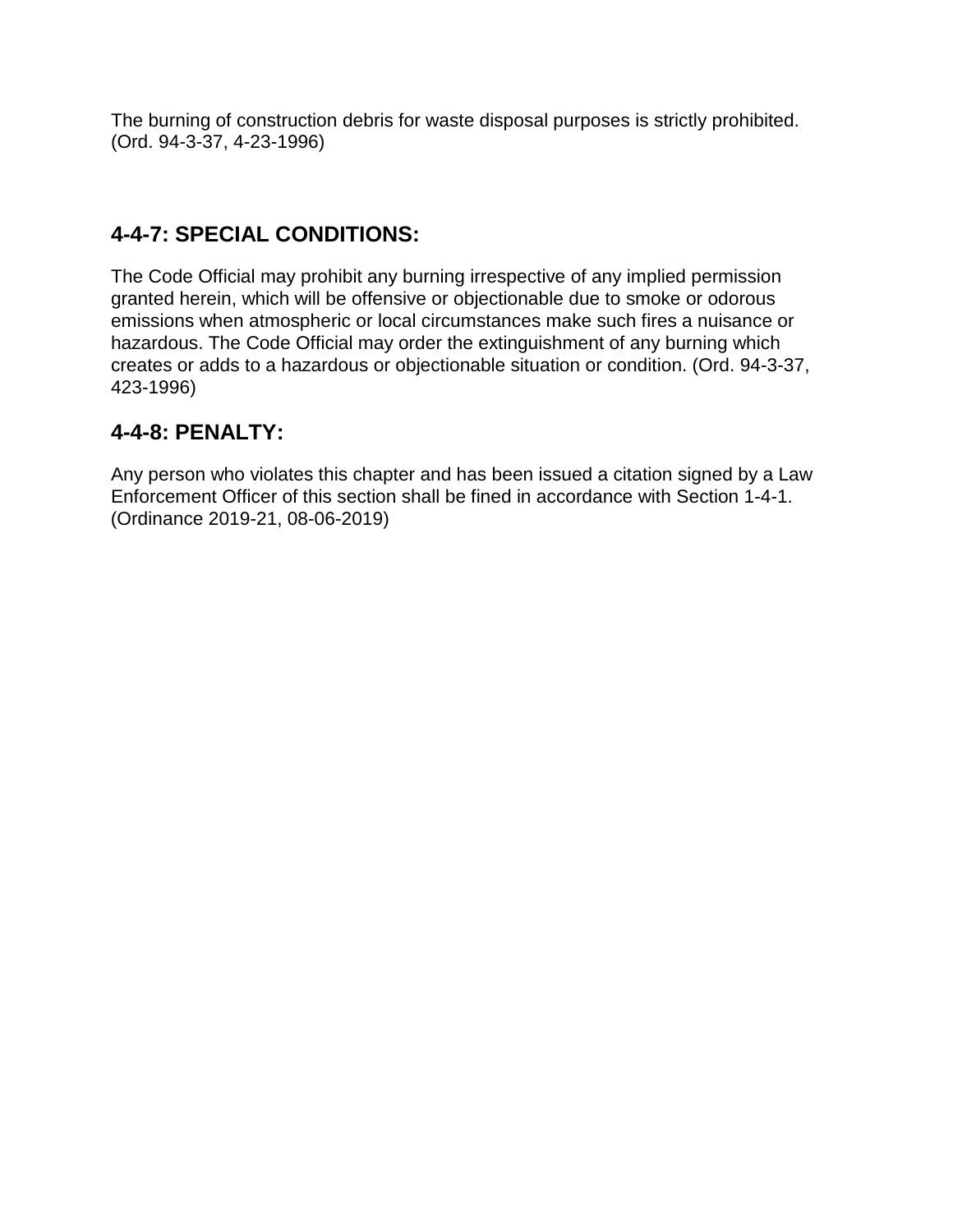The burning of construction debris for waste disposal purposes is strictly prohibited. (Ord. 94-3-37, 4-23-1996)

## 4-4-7: SPECIAL CONDITIONS:

The Code Official may prohibit any burning irrespective of any implied permission granted herein, which will be offensive or objectionable due to smoke or odorous emissions when atmospheric or local circumstances make such fires a nuisance or hazardous. The Code Official may order the extinguishment of any burning which creates or adds to a hazardous or objectionable situation or condition. (Ord. 94-3-37, 423-1996)

## 4-4-8: PENALTY:

Any person who violates this chapter and has been issued a citation signed by a Law Enforcement Officer of this section shall be fined in accordance with Section 1-4-1. (Ordinance 2019-21, 08-06-2019)